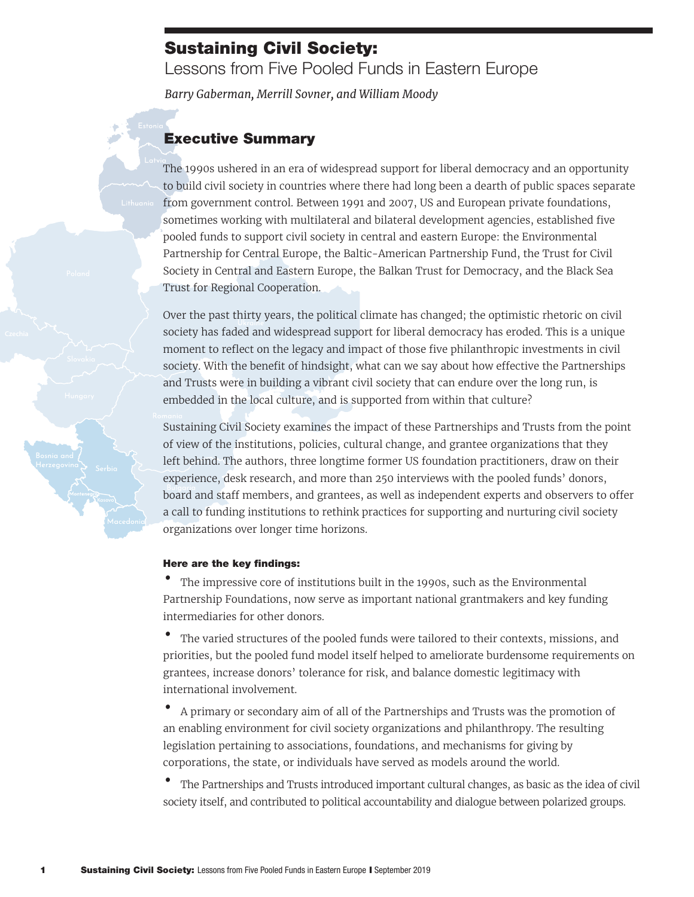# Sustaining Civil Society:
## Lessons from Five Pooled Funds in Eastern Europe

*Barry Gaberman, Merrill Sovner, and William Moody*

## Executive Summary

The 1990s ushered in an era of widespread support for liberal democracy and an opportunity to build civil society in countries where there had long been a dearth of public spaces separate from government control. Between 1991 and 2007, US and European private foundations, sometimes working with multilateral and bilateral development agencies, established five pooled funds to support civil society in central and eastern Europe: the Environmental Partnership for Central Europe, the Baltic-American Partnership Fund, the Trust for Civil Society in Central and Eastern Europe, the Balkan Trust for Democracy, and the Black Sea Trust for Regional Cooperation.

Over the past thirty years, the political climate has changed; the optimistic rhetoric on civil society has faded and widespread support for liberal democracy has eroded. This is a unique moment to reflect on the legacy and impact of those five philanthropic investments in civil society. With the benefit of hindsight, what can we say about how effective the Partnerships and Trusts were in building a vibrant civil society that can endure over the long run, is embedded in the local culture, and is supported from within that culture?

Sustaining Civil Society examines the impact of these Partnerships and Trusts from the point of view of the institutions, policies, cultural change, and grantee organizations that they left behind. The authors, three longtime former US foundation practitioners, draw on their experience, desk research, and more than 250 interviews with the pooled funds' donors, board and staff members, and grantees, as well as independent experts and observers to offer a call to funding institutions to rethink practices for supporting and nurturing civil society organizations over longer time horizons.

**Here are the key findings:**

- The impressive core of institutions built in the 1990s, such as the Environmental Partnership Foundations, now serve as important national grantmakers and key funding intermediaries for other donors.
- The varied structures of the pooled funds were tailored to their contexts, missions, and priorities, but the pooled fund model itself helped to ameliorate burdensome requirements on grantees, increase donors' tolerance for risk, and balance domestic legitimacy with international involvement.
- A primary or secondary aim of all of the Partnerships and Trusts was the promotion of an enabling environment for civil society organizations and philanthropy. The resulting legislation pertaining to associations, foundations, and mechanisms for giving by corporations, the state, or individuals have served as models around the world.
- The Partnerships and Trusts introduced important cultural changes, as basic as the idea of civil society itself, and contributed to political accountability and dialogue between polarized groups.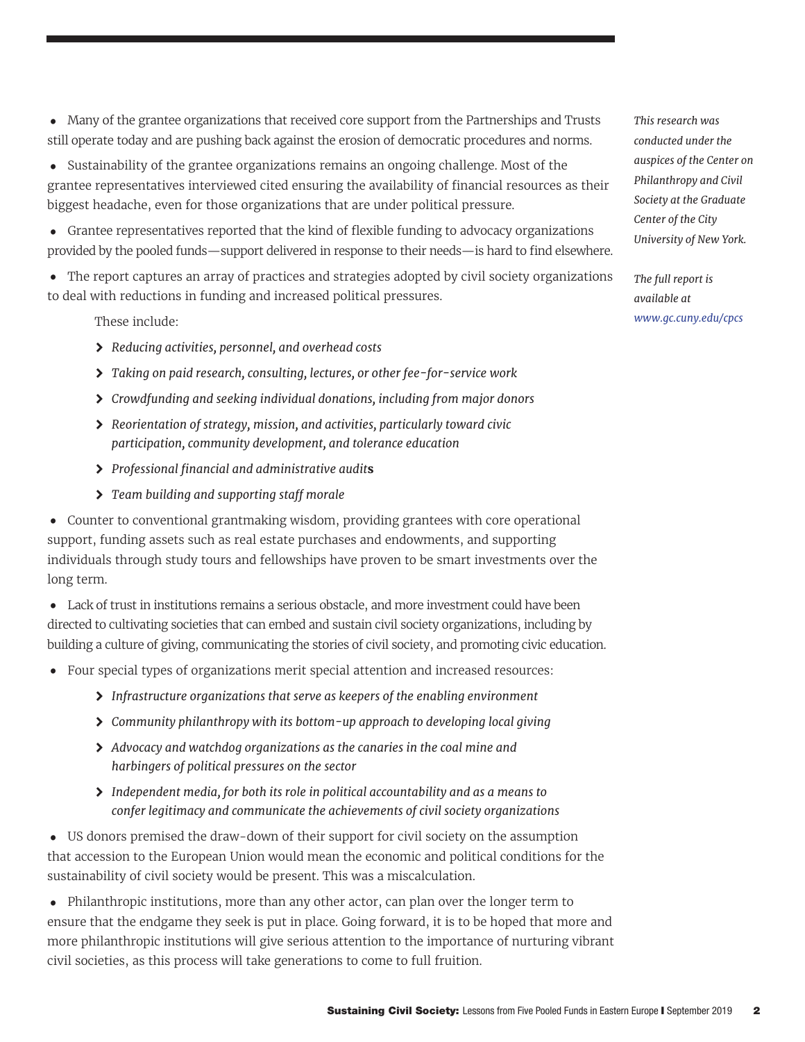- Many of the grantee organizations that received core support from the Partnerships and Trusts still operate today and are pushing back against the erosion of democratic procedures and norms.
- Sustainability of the grantee organizations remains an ongoing challenge. Most of the grantee representatives interviewed cited ensuring the availability of financial resources as their biggest headache, even for those organizations that are under political pressure.
- Grantee representatives reported that the kind of flexible funding to advocacy organizations provided by the pooled funds—support delivered in response to their needs—is hard to find elsewhere.
- The report captures an array of practices and strategies adopted by civil society organizations to deal with reductions in funding and increased political pressures.

  These include:

  - *Reducing activities, personnel, and overhead costs*
  - *Taking on paid research, consulting, lectures, or other fee-for-service work*
  - *Crowdfunding and seeking individual donations, including from major donors*
  - *Reorientation of strategy, mission, and activities, particularly toward civic participation, community development, and tolerance education*
  - *Professional financial and administrative audits*
  - *Team building and supporting staff morale*
- Counter to conventional grantmaking wisdom, providing grantees with core operational support, funding assets such as real estate purchases and endowments, and supporting individuals through study tours and fellowships have proven to be smart investments over the long term.
- Lack of trust in institutions remains a serious obstacle, and more investment could have been directed to cultivating societies that can embed and sustain civil society organizations, including by building a culture of giving, communicating the stories of civil society, and promoting civic education.
- Four special types of organizations merit special attention and increased resources:
  - *Infrastructure organizations that serve as keepers of the enabling environment*
  - *Community philanthropy with its bottom-up approach to developing local giving*
  - *Advocacy and watchdog organizations as the canaries in the coal mine and harbingers of political pressures on the sector*
  - *Independent media, for both its role in political accountability and as a means to confer legitimacy and communicate the achievements of civil society organizations*
- US donors premised the draw-down of their support for civil society on the assumption that accession to the European Union would mean the economic and political conditions for the sustainability of civil society would be present. This was a miscalculation.
- Philanthropic institutions, more than any other actor, can plan over the longer term to ensure that the endgame they seek is put in place. Going forward, it is to be hoped that more and more philanthropic institutions will give serious attention to the importance of nurturing vibrant civil societies, as this process will take generations to come to full fruition.

*This research was conducted under the auspices of the Center on Philanthropy and Civil Society at the Graduate Center of the City University of New York.*

*The full report is available at www.gc.cuny.edu/cpcs*